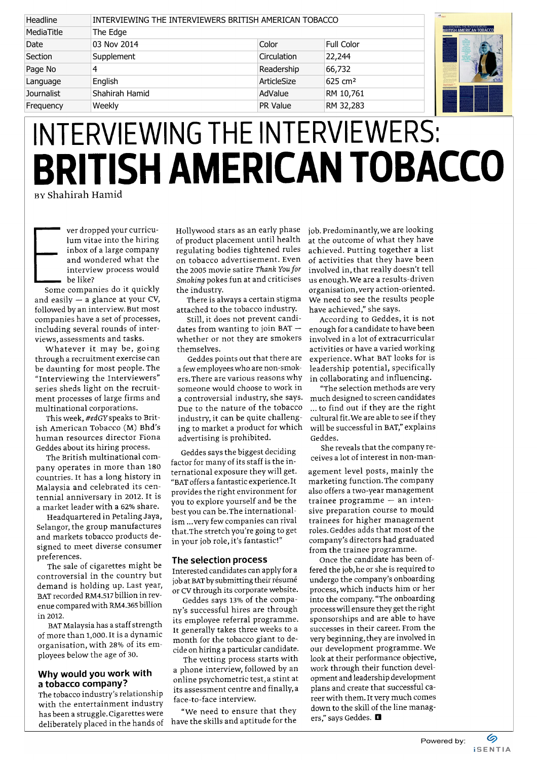| Headline | INTERVIEWING THE INTERVIEWERS BRITISH AMERICAN TOBACCO | | |
|---|---|---|---|
| MediaTitle | The Edge | | |
| Date | 03 Nov 2014 | Color | Full Color |
| Section | Supplement | Circulation | 22,244 |
| Page No | 4 | Readership | 66,732 |
| Language | English | ArticleSize | 625 cm² |
| Journalist | Shahirah Hamid | AdValue | RM 10,761 |
| Frequency | Weekly | PR Value | RM 32,283 |

# INTERVIEWING THE INTERVIEWERS: **BRITISH AMERICAN TOBACCO**

BY Shahirah Hamid

Ever dropped your curriculum vitae into the hiring inbox of a large company and wondered what the interview process would be like?

Some companies do it quickly and easily — a glance at your CV, followed by an interview. But most companies have a set of processes, including several rounds of interviews, assessments and tasks.

Whatever it may be, going through a recruitment exercise can be daunting for most people. The "Interviewing the Interviewers" series sheds light on the recruitment processes of large firms and multinational corporations.

This week, *#edGY* speaks to British American Tobacco (M) Bhd's human resources director Fiona Geddes about its hiring process.

The British multinational company operates in more than 180 countries. It has a long history in Malaysia and celebrated its centennial anniversary in 2012. It is a market leader with a 62% share.

Headquartered in Petaling Jaya, Selangor, the group manufactures and markets tobacco products designed to meet diverse consumer preferences.

The sale of cigarettes might be controversial in the country but demand is holding up. Last year, BAT recorded RM4.517 billion in revenue compared with RM4.365 billion in 2012.

BAT Malaysia has a staff strength of more than 1,000. It is a dynamic organisation, with 28% of its employees below the age of 30.

## Why would you work with a tobacco company?

The tobacco industry's relationship with the entertainment industry has been a struggle. Cigarettes were deliberately placed in the hands of Hollywood stars as an early phase of product placement until health regulating bodies tightened rules on tobacco advertisement. Even the 2005 movie satire *Thank You for Smoking* pokes fun at and criticises the industry.

There is always a certain stigma attached to the tobacco industry.

Still, it does not prevent candidates from wanting to join BAT — whether or not they are smokers themselves.

Geddes points out that there are a few employees who are non-smokers. There are various reasons why someone would choose to work in a controversial industry, she says. Due to the nature of the tobacco industry, it can be quite challenging to market a product for which advertising is prohibited.

Geddes says the biggest deciding factor for many of its staff is the international exposure they will get. "BAT offers a fantastic experience. It provides the right environment for you to explore yourself and be the best you can be. The internationalism ... very few companies can rival that. The stretch you're going to get in your job role, it's fantastic!"

## The selection process

Interested candidates can apply for a job at BAT by submitting their résumé or CV through its corporate website.

Geddes says 13% of the company's successful hires are through its employee referral programme. It generally takes three weeks to a month for the tobacco giant to decide on hiring a particular candidate.

The vetting process starts with a phone interview, followed by an online psychometric test, a stint at its assessment centre and finally, a face-to-face interview.

"We need to ensure that they have the skills and aptitude for the job. Predominantly, we are looking at the outcome of what they have achieved. Putting together a list of activities that they have been involved in, that really doesn't tell us enough. We are a results-driven organisation, very action-oriented. We need to see the results people have achieved," she says.

According to Geddes, it is not enough for a candidate to have been involved in a lot of extracurricular activities or have a varied working experience. What BAT looks for is leadership potential, specifically in collaborating and influencing.

"The selection methods are very much designed to screen candidates ... to find out if they are the right cultural fit. We are able to see if they will be successful in BAT," explains Geddes.

She reveals that the company receives a lot of interest in non-management level posts, mainly the marketing function. The company also offers a two-year management trainee programme — an intensive preparation course to mould trainees for higher management roles. Geddes adds that most of the company's directors had graduated from the trainee programme.

Once the candidate has been offered the job, he or she is required to undergo the company's onboarding process, which inducts him or her into the company. "The onboarding process will ensure they get the right sponsorships and are able to have successes in their career. From the very beginning, they are involved in our development programme. We look at their performance objective, work through their function development and leadership development plans and create that successful career with them. It very much comes down to the skill of the line managers," says Geddes. ■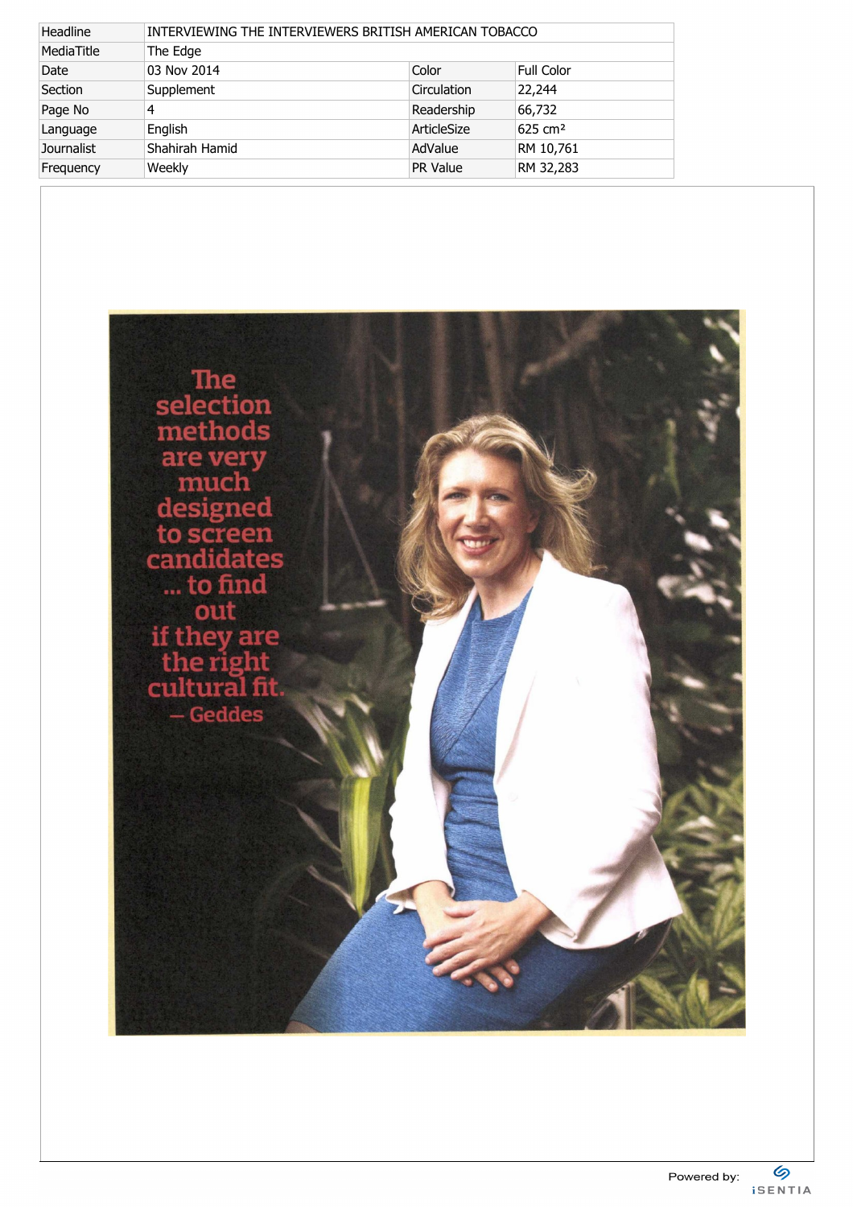| | | | |
|---|---|---|---|
| Headline | INTERVIEWING THE INTERVIEWERS BRITISH AMERICAN TOBACCO | | |
| MediaTitle | The Edge | | |
| Date | 03 Nov 2014 | Color | Full Color |
| Section | Supplement | Circulation | 22,244 |
| Page No | 4 | Readership | 66,732 |
| Language | English | ArticleSize | 625 cm² |
| Journalist | Shahirah Hamid | AdValue | RM 10,761 |
| Frequency | Weekly | PR Value | RM 32,283 |

The selection methods are very much designed to screen candidates ... to find out if they are the right cultural fit. — Geddes